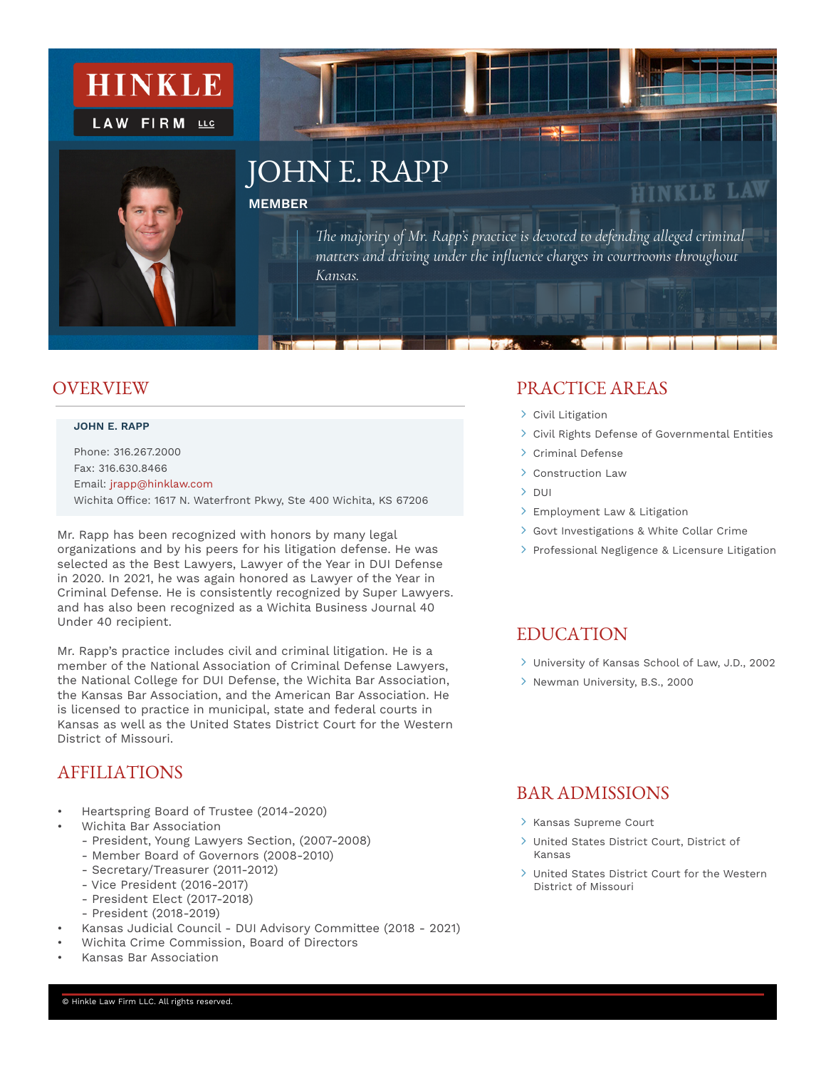HINKLE LAW FIRM LLC

# JOHN E. RAPP

**MEMBER**

*The majority of Mr. Rapp's practice is devoted to defending alleged criminal matters and driving under the influence charges in courtrooms throughout Kansas.*

## OVERVIEW

**JOHN E. RAPP**

Phone: 316.267.2000
Fax: 316.630.8466
Email: jrapp@hinklaw.com
Wichita Office: 1617 N. Waterfront Pkwy, Ste 400 Wichita, KS 67206

Mr. Rapp has been recognized with honors by many legal organizations and by his peers for his litigation defense. He was selected as the Best Lawyers, Lawyer of the Year in DUI Defense in 2020. In 2021, he was again honored as Lawyer of the Year in Criminal Defense. He is consistently recognized by Super Lawyers. and has also been recognized as a Wichita Business Journal 40 Under 40 recipient.

Mr. Rapp's practice includes civil and criminal litigation. He is a member of the National Association of Criminal Defense Lawyers, the National College for DUI Defense, the Wichita Bar Association, the Kansas Bar Association, and the American Bar Association. He is licensed to practice in municipal, state and federal courts in Kansas as well as the United States District Court for the Western District of Missouri.

## AFFILIATIONS

- Heartspring Board of Trustee (2014-2020)
- Wichita Bar Association
  - President, Young Lawyers Section, (2007-2008)
  - Member Board of Governors (2008-2010)
  - Secretary/Treasurer (2011-2012)
  - Vice President (2016-2017)
  - President Elect (2017-2018)
  - President (2018-2019)
- Kansas Judicial Council - DUI Advisory Committee (2018 - 2021)
- Wichita Crime Commission, Board of Directors
- Kansas Bar Association

## PRACTICE AREAS

- Civil Litigation
- Civil Rights Defense of Governmental Entities
- Criminal Defense
- Construction Law
- DUI
- Employment Law & Litigation
- Govt Investigations & White Collar Crime
- Professional Negligence & Licensure Litigation

## EDUCATION

- University of Kansas School of Law, J.D., 2002
- Newman University, B.S., 2000

## BAR ADMISSIONS

- Kansas Supreme Court
- United States District Court, District of Kansas
- United States District Court for the Western District of Missouri

© Hinkle Law Firm LLC. All rights reserved.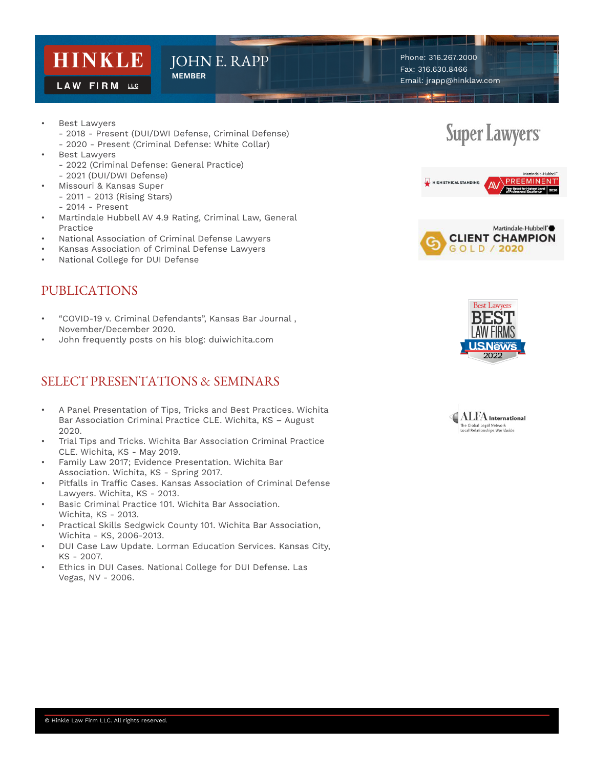HINKLE LAW FIRM LLC

# JOHN E. RAPP

**MEMBER**

Phone: 316.267.2000
Fax: 316.630.8466
Email: jrapp@hinklaw.com

- Best Lawyers
  - 2018 - Present (DUI/DWI Defense, Criminal Defense)
  - 2020 - Present (Criminal Defense: White Collar)
- Best Lawyers
  - 2022 (Criminal Defense: General Practice)
  - 2021 (DUI/DWI Defense)
- Missouri & Kansas Super
  - 2011 - 2013 (Rising Stars)
  - 2014 - Present
- Martindale Hubbell AV 4.9 Rating, Criminal Law, General Practice
- National Association of Criminal Defense Lawyers
- Kansas Association of Criminal Defense Lawyers
- National College for DUI Defense

## PUBLICATIONS

- "COVID-19 v. Criminal Defendants", Kansas Bar Journal , November/December 2020.
- John frequently posts on his blog: duiwichita.com

## SELECT PRESENTATIONS & SEMINARS

- A Panel Presentation of Tips, Tricks and Best Practices. Wichita Bar Association Criminal Practice CLE. Wichita, KS – August 2020.
- Trial Tips and Tricks. Wichita Bar Association Criminal Practice CLE. Wichita, KS - May 2019.
- Family Law 2017; Evidence Presentation. Wichita Bar Association. Wichita, KS - Spring 2017.
- Pitfalls in Traffic Cases. Kansas Association of Criminal Defense Lawyers. Wichita, KS - 2013.
- Basic Criminal Practice 101. Wichita Bar Association. Wichita, KS - 2013.
- Practical Skills Sedgwick County 101. Wichita Bar Association, Wichita - KS, 2006-2013.
- DUI Case Law Update. Lorman Education Services. Kansas City, KS - 2007.
- Ethics in DUI Cases. National College for DUI Defense. Las Vegas, NV - 2006.

Super Lawyers

Martindale-Hubbell® HIGH ETHICAL STANDING AV PREEMINENT Peer Rated for Highest Level of Professional Excellence 2020

Martindale-Hubbell® CLIENT CHAMPION GOLD / 2020

Best Lawyers BEST LAW FIRMS U.S.News & World Report 2022

ALFA International The Global Legal Network Local Relationships Worldwide

© Hinkle Law Firm LLC. All rights reserved.